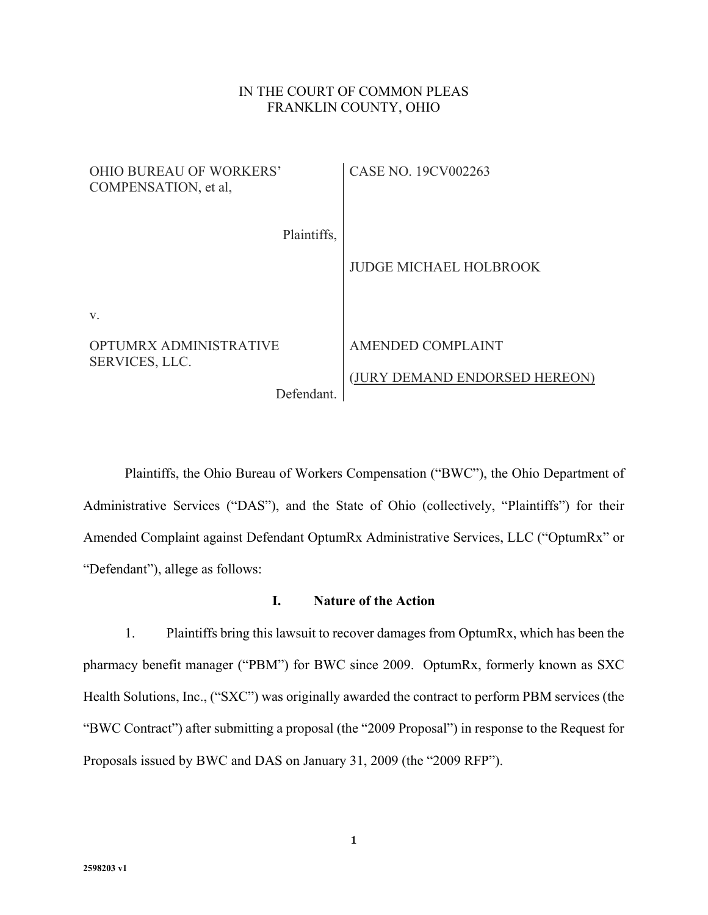IN THE COURT OF COMMON PLEAS
FRANKLIN COUNTY, OHIO

| | |
|---|---|
| OHIO BUREAU OF WORKERS' COMPENSATION, et al, | CASE NO. 19CV002263 |
| Plaintiffs, | |
| | JUDGE MICHAEL HOLBROOK |
| v. | |
| OPTUMRX ADMINISTRATIVE SERVICES, LLC. | AMENDED COMPLAINT |
| Defendant. | (JURY DEMAND ENDORSED HEREON) |

Plaintiffs, the Ohio Bureau of Workers Compensation ("BWC"), the Ohio Department of Administrative Services ("DAS"), and the State of Ohio (collectively, "Plaintiffs") for their Amended Complaint against Defendant OptumRx Administrative Services, LLC ("OptumRx" or "Defendant"), allege as follows:

## I. Nature of the Action

1. Plaintiffs bring this lawsuit to recover damages from OptumRx, which has been the pharmacy benefit manager ("PBM") for BWC since 2009. OptumRx, formerly known as SXC Health Solutions, Inc., ("SXC") was originally awarded the contract to perform PBM services (the "BWC Contract") after submitting a proposal (the "2009 Proposal") in response to the Request for Proposals issued by BWC and DAS on January 31, 2009 (the "2009 RFP").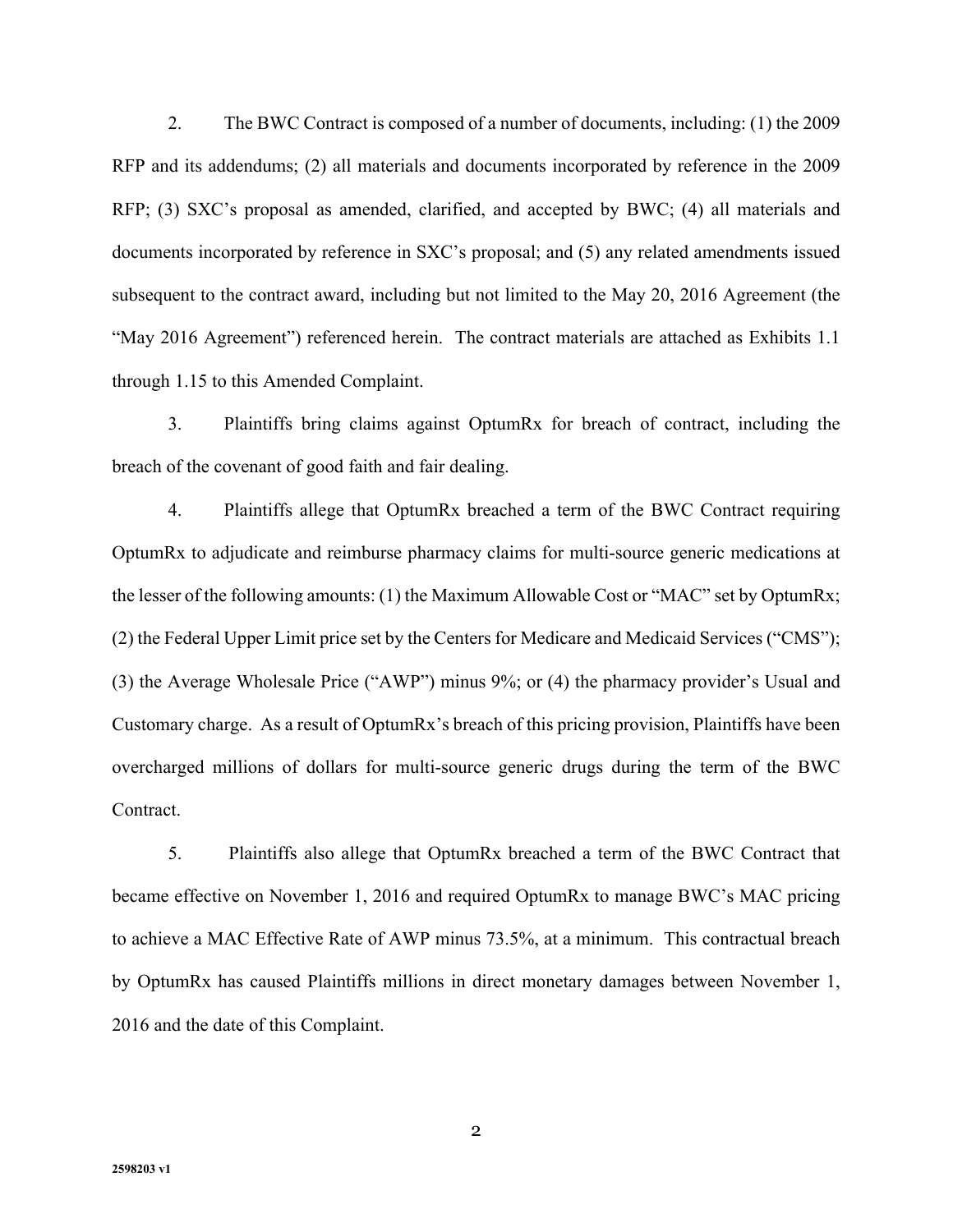2. The BWC Contract is composed of a number of documents, including: (1) the 2009 RFP and its addendums; (2) all materials and documents incorporated by reference in the 2009 RFP; (3) SXC's proposal as amended, clarified, and accepted by BWC; (4) all materials and documents incorporated by reference in SXC's proposal; and (5) any related amendments issued subsequent to the contract award, including but not limited to the May 20, 2016 Agreement (the "May 2016 Agreement") referenced herein. The contract materials are attached as Exhibits 1.1 through 1.15 to this Amended Complaint.

3. Plaintiffs bring claims against OptumRx for breach of contract, including the breach of the covenant of good faith and fair dealing.

4. Plaintiffs allege that OptumRx breached a term of the BWC Contract requiring OptumRx to adjudicate and reimburse pharmacy claims for multi-source generic medications at the lesser of the following amounts: (1) the Maximum Allowable Cost or "MAC" set by OptumRx; (2) the Federal Upper Limit price set by the Centers for Medicare and Medicaid Services ("CMS"); (3) the Average Wholesale Price ("AWP") minus 9%; or (4) the pharmacy provider's Usual and Customary charge. As a result of OptumRx's breach of this pricing provision, Plaintiffs have been overcharged millions of dollars for multi-source generic drugs during the term of the BWC Contract.

5. Plaintiffs also allege that OptumRx breached a term of the BWC Contract that became effective on November 1, 2016 and required OptumRx to manage BWC's MAC pricing to achieve a MAC Effective Rate of AWP minus 73.5%, at a minimum. This contractual breach by OptumRx has caused Plaintiffs millions in direct monetary damages between November 1, 2016 and the date of this Complaint.

2598203 v1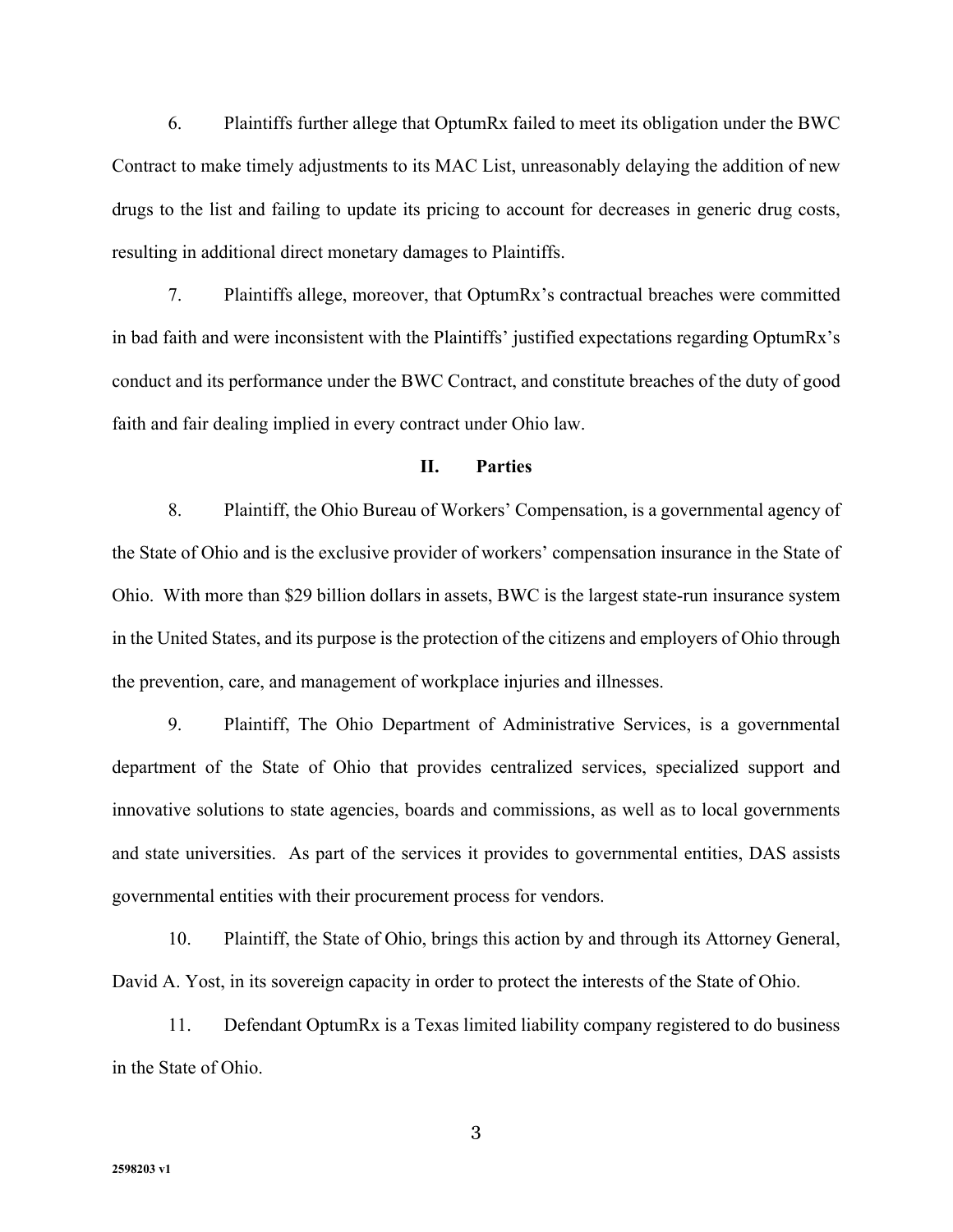6. Plaintiffs further allege that OptumRx failed to meet its obligation under the BWC Contract to make timely adjustments to its MAC List, unreasonably delaying the addition of new drugs to the list and failing to update its pricing to account for decreases in generic drug costs, resulting in additional direct monetary damages to Plaintiffs.

7. Plaintiffs allege, moreover, that OptumRx's contractual breaches were committed in bad faith and were inconsistent with the Plaintiffs' justified expectations regarding OptumRx's conduct and its performance under the BWC Contract, and constitute breaches of the duty of good faith and fair dealing implied in every contract under Ohio law.

## II. Parties

8. Plaintiff, the Ohio Bureau of Workers' Compensation, is a governmental agency of the State of Ohio and is the exclusive provider of workers' compensation insurance in the State of Ohio. With more than $29 billion dollars in assets, BWC is the largest state-run insurance system in the United States, and its purpose is the protection of the citizens and employers of Ohio through the prevention, care, and management of workplace injuries and illnesses.

9. Plaintiff, The Ohio Department of Administrative Services, is a governmental department of the State of Ohio that provides centralized services, specialized support and innovative solutions to state agencies, boards and commissions, as well as to local governments and state universities. As part of the services it provides to governmental entities, DAS assists governmental entities with their procurement process for vendors.

10. Plaintiff, the State of Ohio, brings this action by and through its Attorney General, David A. Yost, in its sovereign capacity in order to protect the interests of the State of Ohio.

11. Defendant OptumRx is a Texas limited liability company registered to do business in the State of Ohio.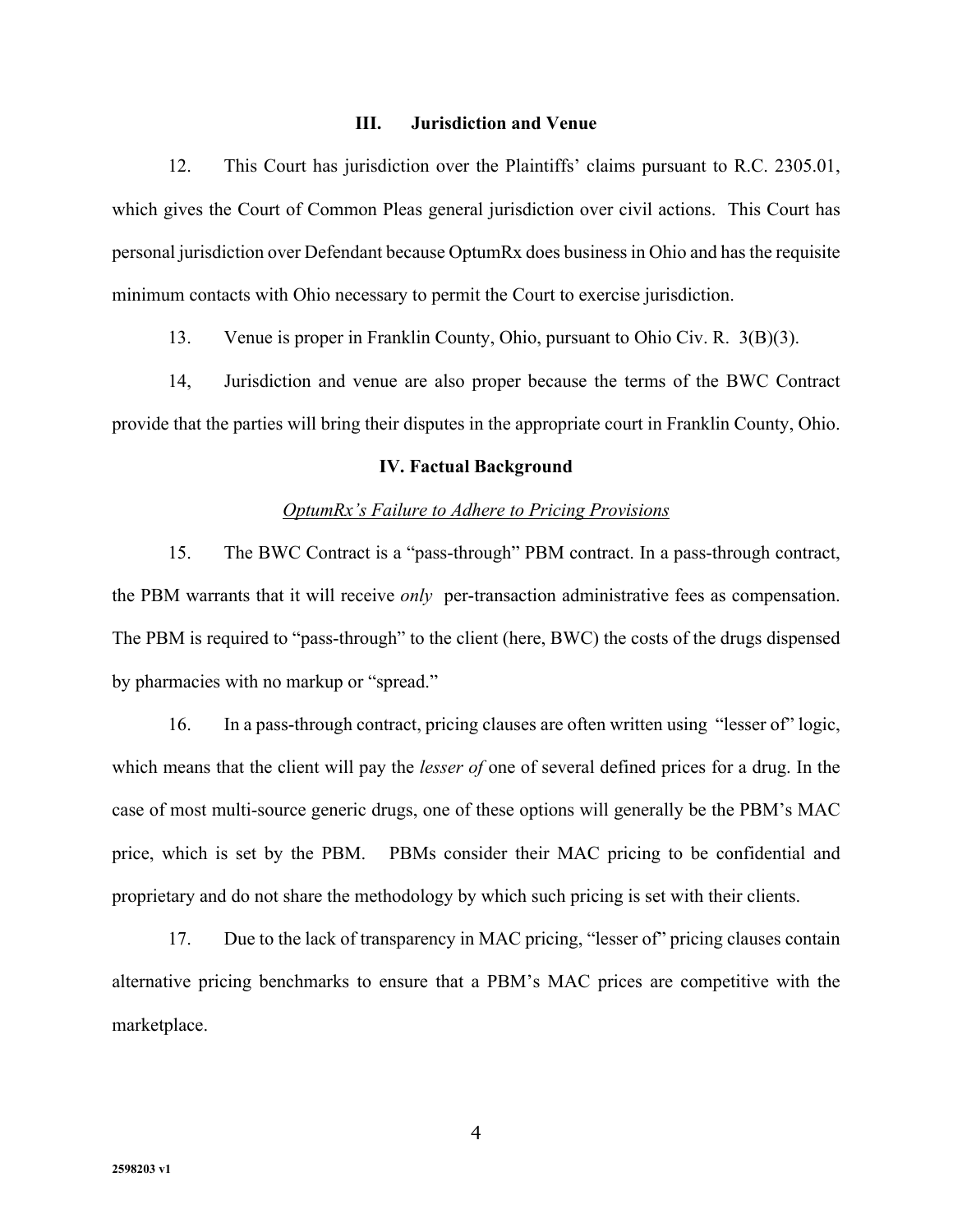## III. Jurisdiction and Venue

12. This Court has jurisdiction over the Plaintiffs' claims pursuant to R.C. 2305.01, which gives the Court of Common Pleas general jurisdiction over civil actions. This Court has personal jurisdiction over Defendant because OptumRx does business in Ohio and has the requisite minimum contacts with Ohio necessary to permit the Court to exercise jurisdiction.

13. Venue is proper in Franklin County, Ohio, pursuant to Ohio Civ. R. 3(B)(3).

14, Jurisdiction and venue are also proper because the terms of the BWC Contract provide that the parties will bring their disputes in the appropriate court in Franklin County, Ohio.

## IV. Factual Background

### OptumRx's Failure to Adhere to Pricing Provisions

15. The BWC Contract is a "pass-through" PBM contract. In a pass-through contract, the PBM warrants that it will receive *only* per-transaction administrative fees as compensation. The PBM is required to "pass-through" to the client (here, BWC) the costs of the drugs dispensed by pharmacies with no markup or "spread."

16. In a pass-through contract, pricing clauses are often written using "lesser of" logic, which means that the client will pay the *lesser of* one of several defined prices for a drug. In the case of most multi-source generic drugs, one of these options will generally be the PBM's MAC price, which is set by the PBM. PBMs consider their MAC pricing to be confidential and proprietary and do not share the methodology by which such pricing is set with their clients.

17. Due to the lack of transparency in MAC pricing, "lesser of" pricing clauses contain alternative pricing benchmarks to ensure that a PBM's MAC prices are competitive with the marketplace.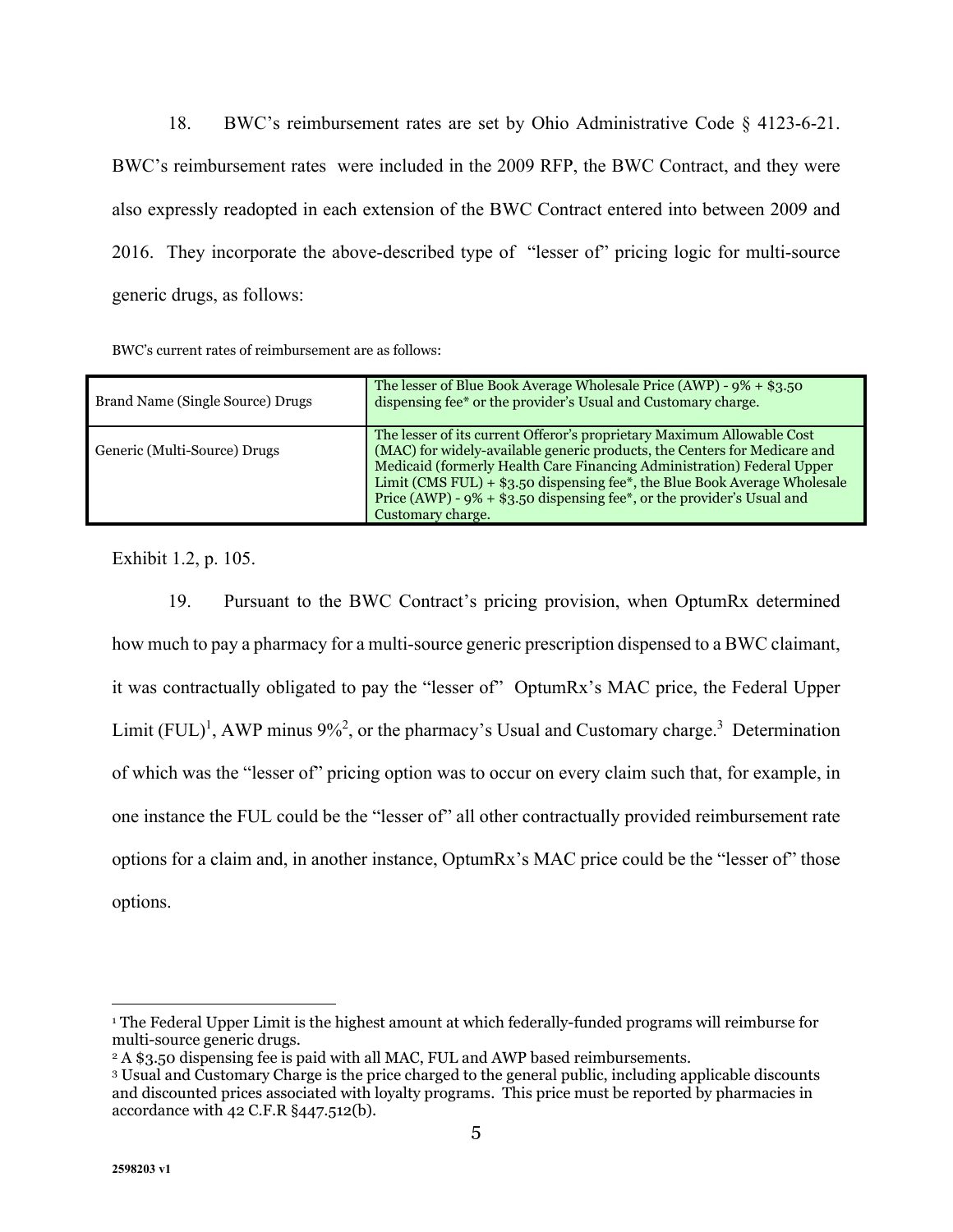18. BWC's reimbursement rates are set by Ohio Administrative Code § 4123-6-21. BWC's reimbursement rates were included in the 2009 RFP, the BWC Contract, and they were also expressly readopted in each extension of the BWC Contract entered into between 2009 and 2016. They incorporate the above-described type of "lesser of" pricing logic for multi-source generic drugs, as follows:

BWC's current rates of reimbursement are as follows:

| | |
|---|---|
| Brand Name (Single Source) Drugs | The lesser of Blue Book Average Wholesale Price (AWP) - 9% + $3.50 dispensing fee* or the provider's Usual and Customary charge. |
| Generic (Multi-Source) Drugs | The lesser of its current Offeror's proprietary Maximum Allowable Cost (MAC) for widely-available generic products, the Centers for Medicare and Medicaid (formerly Health Care Financing Administration) Federal Upper Limit (CMS FUL) + $3.50 dispensing fee*, the Blue Book Average Wholesale Price (AWP) - 9% + $3.50 dispensing fee*, or the provider's Usual and Customary charge. |

Exhibit 1.2, p. 105.

19. Pursuant to the BWC Contract's pricing provision, when OptumRx determined how much to pay a pharmacy for a multi-source generic prescription dispensed to a BWC claimant, it was contractually obligated to pay the "lesser of" OptumRx's MAC price, the Federal Upper Limit (FUL)[1], AWP minus 9%[2], or the pharmacy's Usual and Customary charge.[3] Determination of which was the "lesser of" pricing option was to occur on every claim such that, for example, in one instance the FUL could be the "lesser of" all other contractually provided reimbursement rate options for a claim and, in another instance, OptumRx's MAC price could be the "lesser of" those options.

---

[1] The Federal Upper Limit is the highest amount at which federally-funded programs will reimburse for multi-source generic drugs.

[2] A $3.50 dispensing fee is paid with all MAC, FUL and AWP based reimbursements.

[3] Usual and Customary Charge is the price charged to the general public, including applicable discounts and discounted prices associated with loyalty programs. This price must be reported by pharmacies in accordance with 42 C.F.R §447.512(b).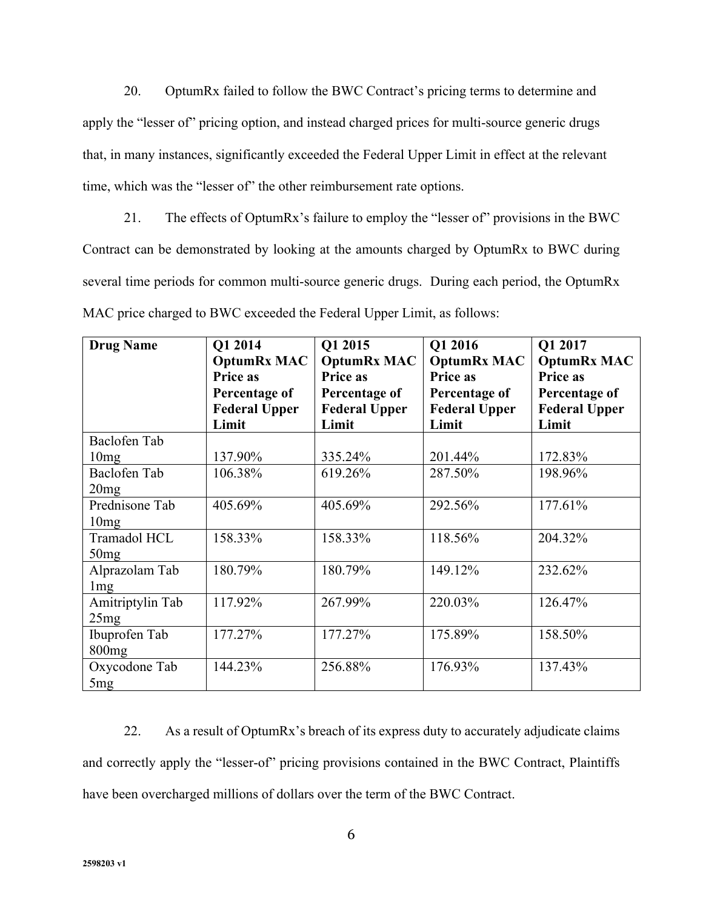20. OptumRx failed to follow the BWC Contract's pricing terms to determine and apply the "lesser of" pricing option, and instead charged prices for multi-source generic drugs that, in many instances, significantly exceeded the Federal Upper Limit in effect at the relevant time, which was the "lesser of" the other reimbursement rate options.

21. The effects of OptumRx's failure to employ the "lesser of" provisions in the BWC Contract can be demonstrated by looking at the amounts charged by OptumRx to BWC during several time periods for common multi-source generic drugs. During each period, the OptumRx MAC price charged to BWC exceeded the Federal Upper Limit, as follows:

| Drug Name | Q1 2014 OptumRx MAC Price as Percentage of Federal Upper Limit | Q1 2015 OptumRx MAC Price as Percentage of Federal Upper Limit | Q1 2016 OptumRx MAC Price as Percentage of Federal Upper Limit | Q1 2017 OptumRx MAC Price as Percentage of Federal Upper Limit |
|---|---|---|---|---|
| Baclofen Tab 10mg | 137.90% | 335.24% | 201.44% | 172.83% |
| Baclofen Tab 20mg | 106.38% | 619.26% | 287.50% | 198.96% |
| Prednisone Tab 10mg | 405.69% | 405.69% | 292.56% | 177.61% |
| Tramadol HCL 50mg | 158.33% | 158.33% | 118.56% | 204.32% |
| Alprazolam Tab 1mg | 180.79% | 180.79% | 149.12% | 232.62% |
| Amitriptylin Tab 25mg | 117.92% | 267.99% | 220.03% | 126.47% |
| Ibuprofen Tab 800mg | 177.27% | 177.27% | 175.89% | 158.50% |
| Oxycodone Tab 5mg | 144.23% | 256.88% | 176.93% | 137.43% |

22. As a result of OptumRx's breach of its express duty to accurately adjudicate claims and correctly apply the "lesser-of" pricing provisions contained in the BWC Contract, Plaintiffs have been overcharged millions of dollars over the term of the BWC Contract.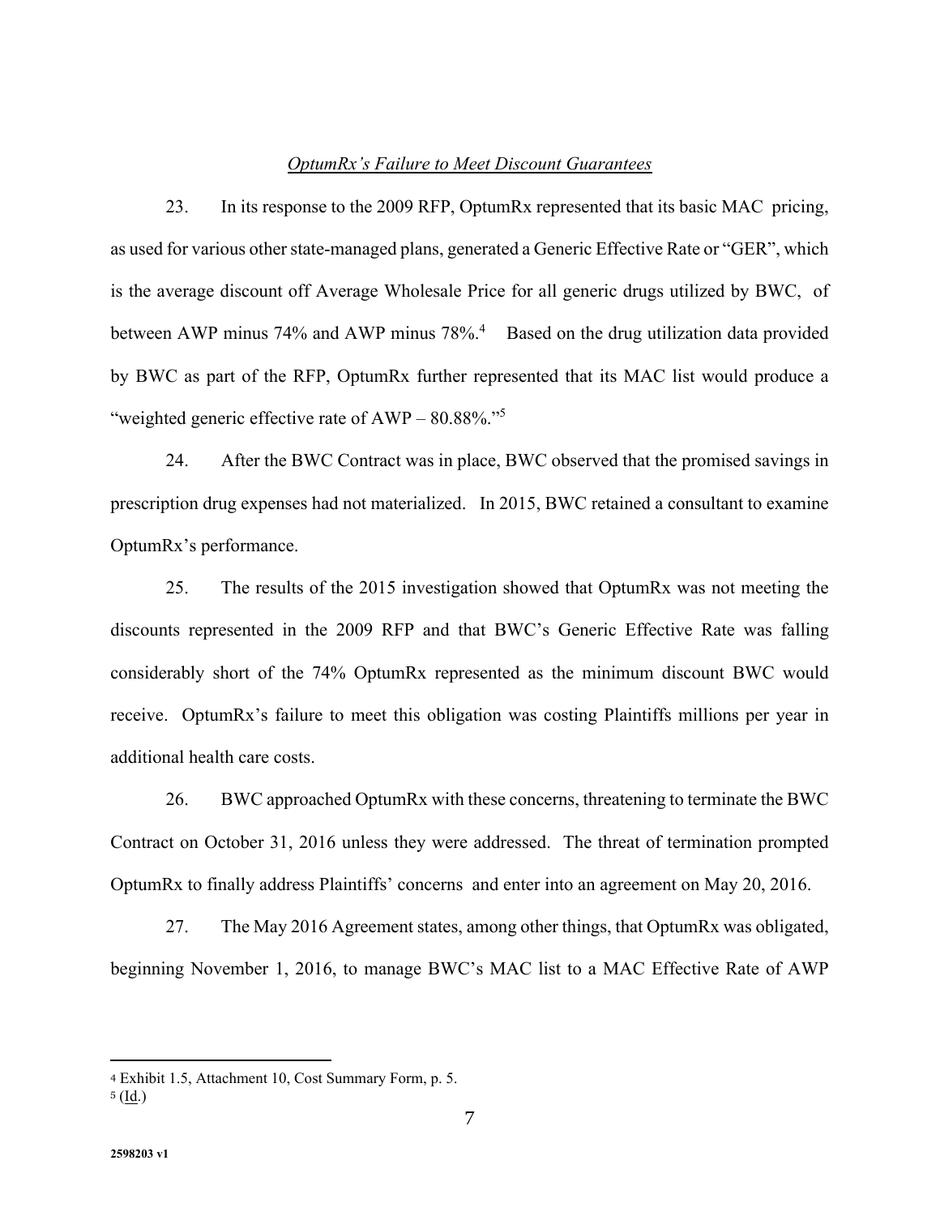*OptumRx's Failure to Meet Discount Guarantees*

23. In its response to the 2009 RFP, OptumRx represented that its basic MAC pricing, as used for various other state-managed plans, generated a Generic Effective Rate or "GER", which is the average discount off Average Wholesale Price for all generic drugs utilized by BWC, of between AWP minus 74% and AWP minus 78%.[4] Based on the drug utilization data provided by BWC as part of the RFP, OptumRx further represented that its MAC list would produce a "weighted generic effective rate of AWP – 80.88%."[5]

24. After the BWC Contract was in place, BWC observed that the promised savings in prescription drug expenses had not materialized. In 2015, BWC retained a consultant to examine OptumRx's performance.

25. The results of the 2015 investigation showed that OptumRx was not meeting the discounts represented in the 2009 RFP and that BWC's Generic Effective Rate was falling considerably short of the 74% OptumRx represented as the minimum discount BWC would receive. OptumRx's failure to meet this obligation was costing Plaintiffs millions per year in additional health care costs.

26. BWC approached OptumRx with these concerns, threatening to terminate the BWC Contract on October 31, 2016 unless they were addressed. The threat of termination prompted OptumRx to finally address Plaintiffs' concerns and enter into an agreement on May 20, 2016.

27. The May 2016 Agreement states, among other things, that OptumRx was obligated, beginning November 1, 2016, to manage BWC's MAC list to a MAC Effective Rate of AWP

---

[4] Exhibit 1.5, Attachment 10, Cost Summary Form, p. 5.

[5] (Id.)

2598203 v1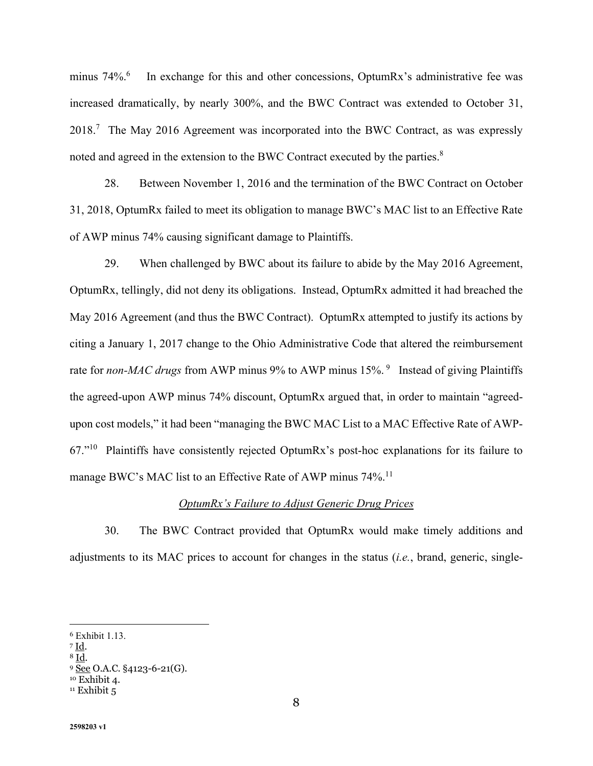minus 74%.[6] In exchange for this and other concessions, OptumRx's administrative fee was increased dramatically, by nearly 300%, and the BWC Contract was extended to October 31, 2018.[7] The May 2016 Agreement was incorporated into the BWC Contract, as was expressly noted and agreed in the extension to the BWC Contract executed by the parties.[8]

28. Between November 1, 2016 and the termination of the BWC Contract on October 31, 2018, OptumRx failed to meet its obligation to manage BWC's MAC list to an Effective Rate of AWP minus 74% causing significant damage to Plaintiffs.

29. When challenged by BWC about its failure to abide by the May 2016 Agreement, OptumRx, tellingly, did not deny its obligations. Instead, OptumRx admitted it had breached the May 2016 Agreement (and thus the BWC Contract). OptumRx attempted to justify its actions by citing a January 1, 2017 change to the Ohio Administrative Code that altered the reimbursement rate for *non-MAC drugs* from AWP minus 9% to AWP minus 15%.[9] Instead of giving Plaintiffs the agreed-upon AWP minus 74% discount, OptumRx argued that, in order to maintain "agreed-upon cost models," it had been "managing the BWC MAC List to a MAC Effective Rate of AWP-67."[10] Plaintiffs have consistently rejected OptumRx's post-hoc explanations for its failure to manage BWC's MAC list to an Effective Rate of AWP minus 74%.[11]

*OptumRx's Failure to Adjust Generic Drug Prices*

30. The BWC Contract provided that OptumRx would make timely additions and adjustments to its MAC prices to account for changes in the status (*i.e.*, brand, generic, single-

---

[6] Exhibit 1.13.
[7] Id.
[8] Id.
[9] See O.A.C. §4123-6-21(G).
[10] Exhibit 4.
[11] Exhibit 5

2598203 v1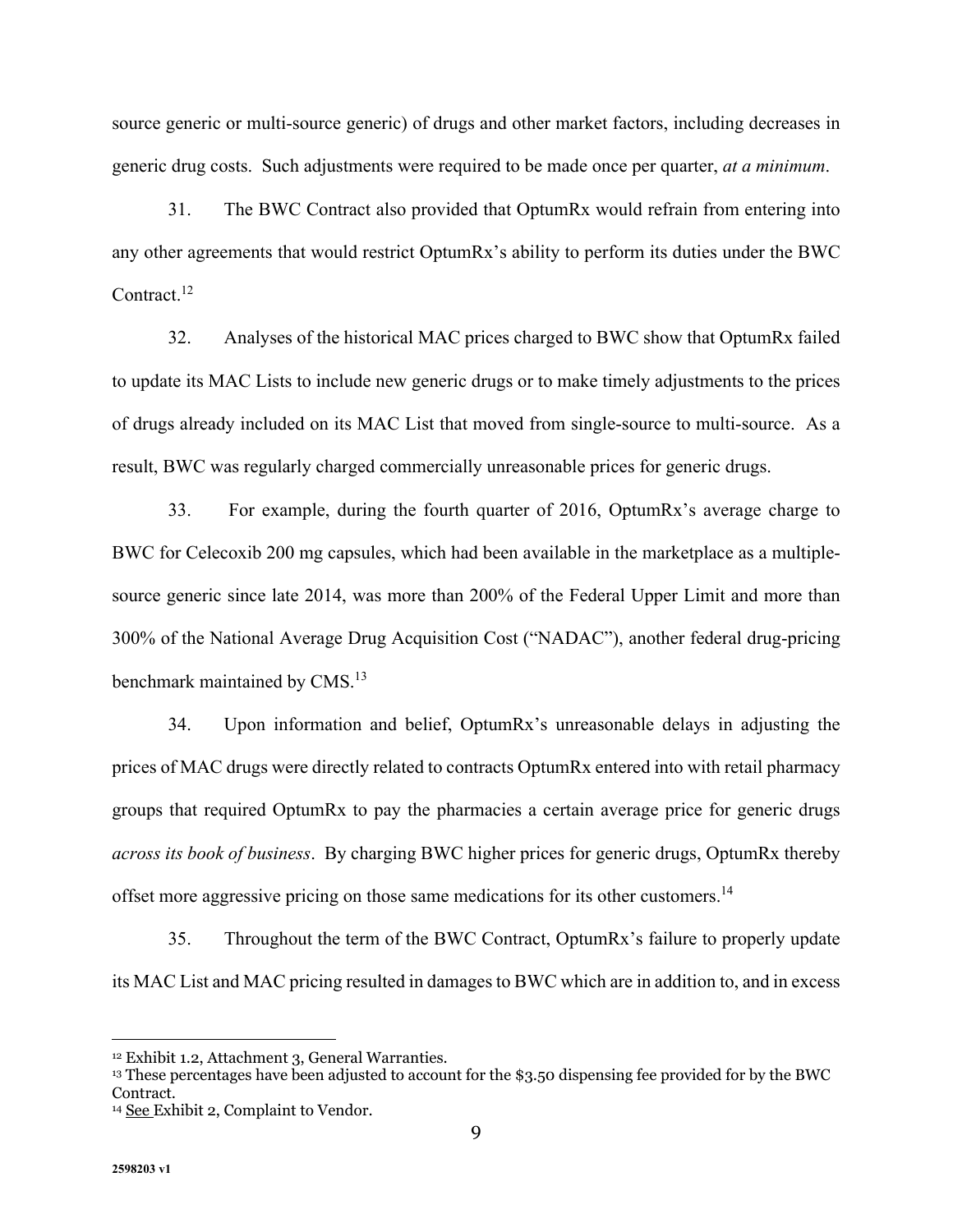source generic or multi-source generic) of drugs and other market factors, including decreases in generic drug costs. Such adjustments were required to be made once per quarter, *at a minimum*.

31. The BWC Contract also provided that OptumRx would refrain from entering into any other agreements that would restrict OptumRx's ability to perform its duties under the BWC Contract.[12]

32. Analyses of the historical MAC prices charged to BWC show that OptumRx failed to update its MAC Lists to include new generic drugs or to make timely adjustments to the prices of drugs already included on its MAC List that moved from single-source to multi-source. As a result, BWC was regularly charged commercially unreasonable prices for generic drugs.

33. For example, during the fourth quarter of 2016, OptumRx's average charge to BWC for Celecoxib 200 mg capsules, which had been available in the marketplace as a multiple-source generic since late 2014, was more than 200% of the Federal Upper Limit and more than 300% of the National Average Drug Acquisition Cost ("NADAC"), another federal drug-pricing benchmark maintained by CMS.[13]

34. Upon information and belief, OptumRx's unreasonable delays in adjusting the prices of MAC drugs were directly related to contracts OptumRx entered into with retail pharmacy groups that required OptumRx to pay the pharmacies a certain average price for generic drugs *across its book of business*. By charging BWC higher prices for generic drugs, OptumRx thereby offset more aggressive pricing on those same medications for its other customers.[14]

35. Throughout the term of the BWC Contract, OptumRx's failure to properly update its MAC List and MAC pricing resulted in damages to BWC which are in addition to, and in excess

---

[12] Exhibit 1.2, Attachment 3, General Warranties.

[13] These percentages have been adjusted to account for the $3.50 dispensing fee provided for by the BWC Contract.

[14] See Exhibit 2, Complaint to Vendor.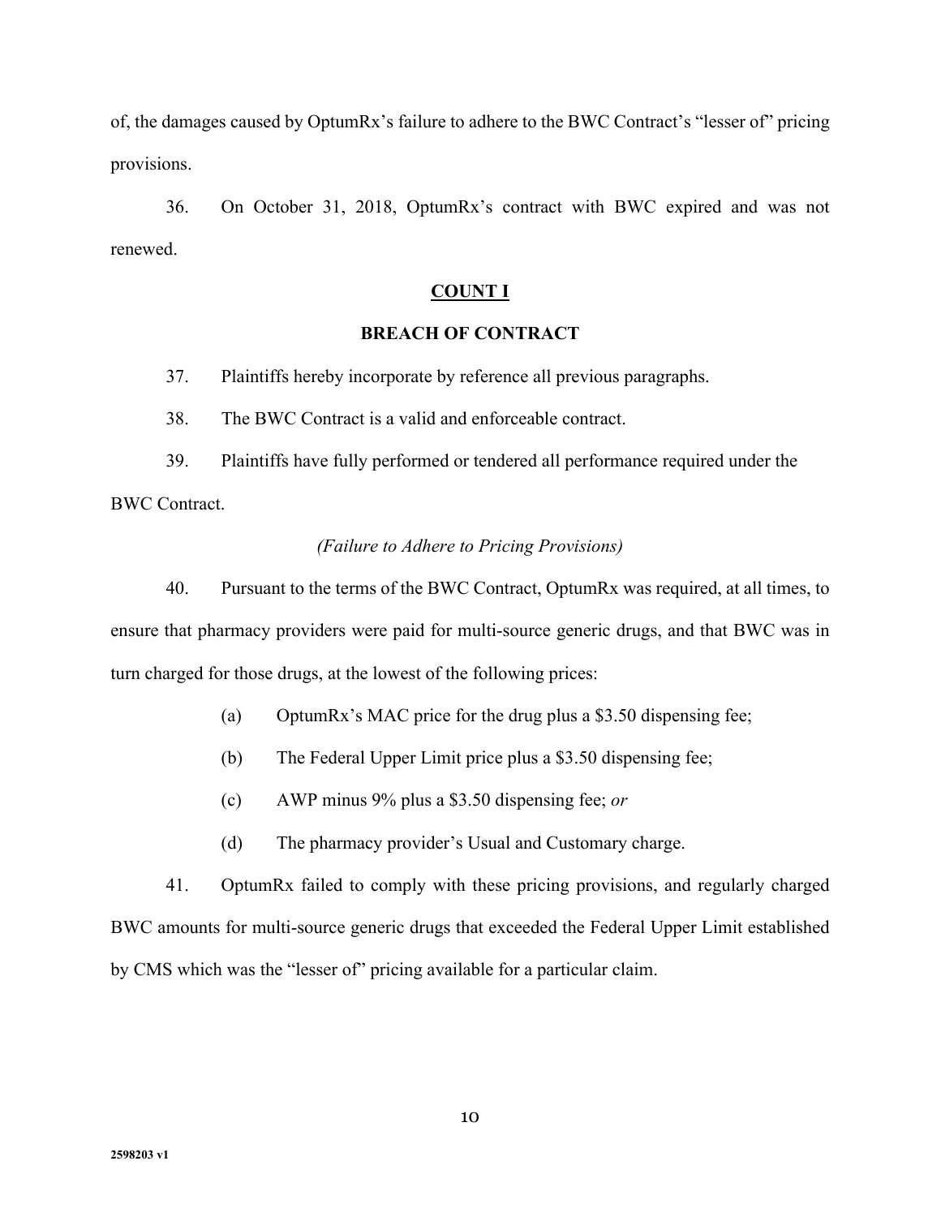of, the damages caused by OptumRx's failure to adhere to the BWC Contract's "lesser of" pricing provisions.

36. On October 31, 2018, OptumRx's contract with BWC expired and was not renewed.

## COUNT I

### BREACH OF CONTRACT

37. Plaintiffs hereby incorporate by reference all previous paragraphs.

38. The BWC Contract is a valid and enforceable contract.

39. Plaintiffs have fully performed or tendered all performance required under the BWC Contract.

*(Failure to Adhere to Pricing Provisions)*

40. Pursuant to the terms of the BWC Contract, OptumRx was required, at all times, to ensure that pharmacy providers were paid for multi-source generic drugs, and that BWC was in turn charged for those drugs, at the lowest of the following prices:

(a) OptumRx's MAC price for the drug plus a $3.50 dispensing fee;

(b) The Federal Upper Limit price plus a $3.50 dispensing fee;

(c) AWP minus 9% plus a $3.50 dispensing fee; *or*

(d) The pharmacy provider's Usual and Customary charge.

41. OptumRx failed to comply with these pricing provisions, and regularly charged BWC amounts for multi-source generic drugs that exceeded the Federal Upper Limit established by CMS which was the "lesser of" pricing available for a particular claim.

2598203 v1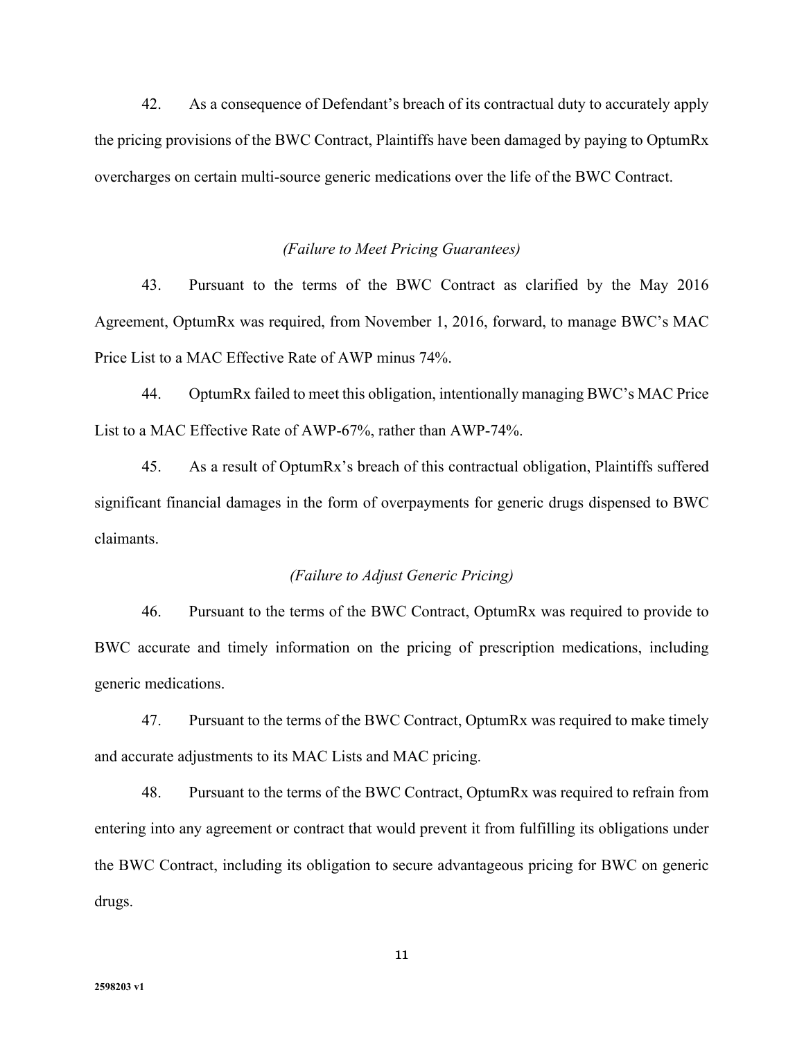42. As a consequence of Defendant's breach of its contractual duty to accurately apply the pricing provisions of the BWC Contract, Plaintiffs have been damaged by paying to OptumRx overcharges on certain multi-source generic medications over the life of the BWC Contract.

*(Failure to Meet Pricing Guarantees)*

43. Pursuant to the terms of the BWC Contract as clarified by the May 2016 Agreement, OptumRx was required, from November 1, 2016, forward, to manage BWC's MAC Price List to a MAC Effective Rate of AWP minus 74%.

44. OptumRx failed to meet this obligation, intentionally managing BWC's MAC Price List to a MAC Effective Rate of AWP-67%, rather than AWP-74%.

45. As a result of OptumRx's breach of this contractual obligation, Plaintiffs suffered significant financial damages in the form of overpayments for generic drugs dispensed to BWC claimants.

*(Failure to Adjust Generic Pricing)*

46. Pursuant to the terms of the BWC Contract, OptumRx was required to provide to BWC accurate and timely information on the pricing of prescription medications, including generic medications.

47. Pursuant to the terms of the BWC Contract, OptumRx was required to make timely and accurate adjustments to its MAC Lists and MAC pricing.

48. Pursuant to the terms of the BWC Contract, OptumRx was required to refrain from entering into any agreement or contract that would prevent it from fulfilling its obligations under the BWC Contract, including its obligation to secure advantageous pricing for BWC on generic drugs.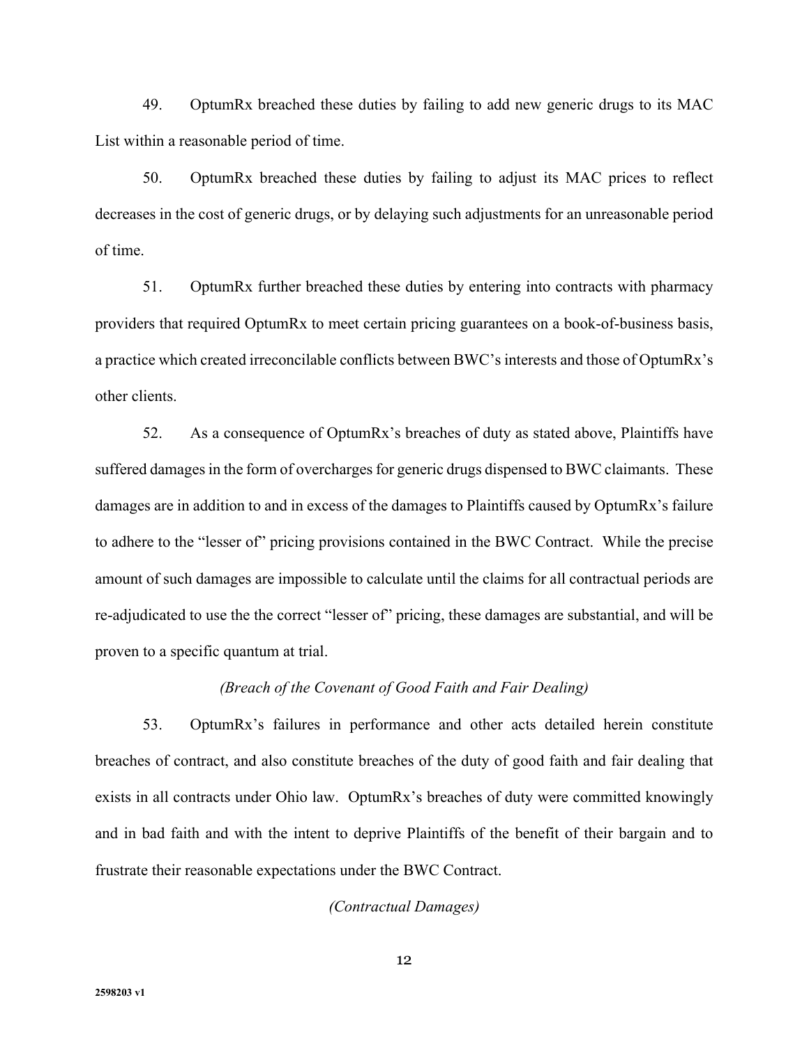49. OptumRx breached these duties by failing to add new generic drugs to its MAC List within a reasonable period of time.

50. OptumRx breached these duties by failing to adjust its MAC prices to reflect decreases in the cost of generic drugs, or by delaying such adjustments for an unreasonable period of time.

51. OptumRx further breached these duties by entering into contracts with pharmacy providers that required OptumRx to meet certain pricing guarantees on a book-of-business basis, a practice which created irreconcilable conflicts between BWC's interests and those of OptumRx's other clients.

52. As a consequence of OptumRx's breaches of duty as stated above, Plaintiffs have suffered damages in the form of overcharges for generic drugs dispensed to BWC claimants. These damages are in addition to and in excess of the damages to Plaintiffs caused by OptumRx's failure to adhere to the "lesser of" pricing provisions contained in the BWC Contract. While the precise amount of such damages are impossible to calculate until the claims for all contractual periods are re-adjudicated to use the the correct "lesser of" pricing, these damages are substantial, and will be proven to a specific quantum at trial.

*(Breach of the Covenant of Good Faith and Fair Dealing)*

53. OptumRx's failures in performance and other acts detailed herein constitute breaches of contract, and also constitute breaches of the duty of good faith and fair dealing that exists in all contracts under Ohio law. OptumRx's breaches of duty were committed knowingly and in bad faith and with the intent to deprive Plaintiffs of the benefit of their bargain and to frustrate their reasonable expectations under the BWC Contract.

*(Contractual Damages)*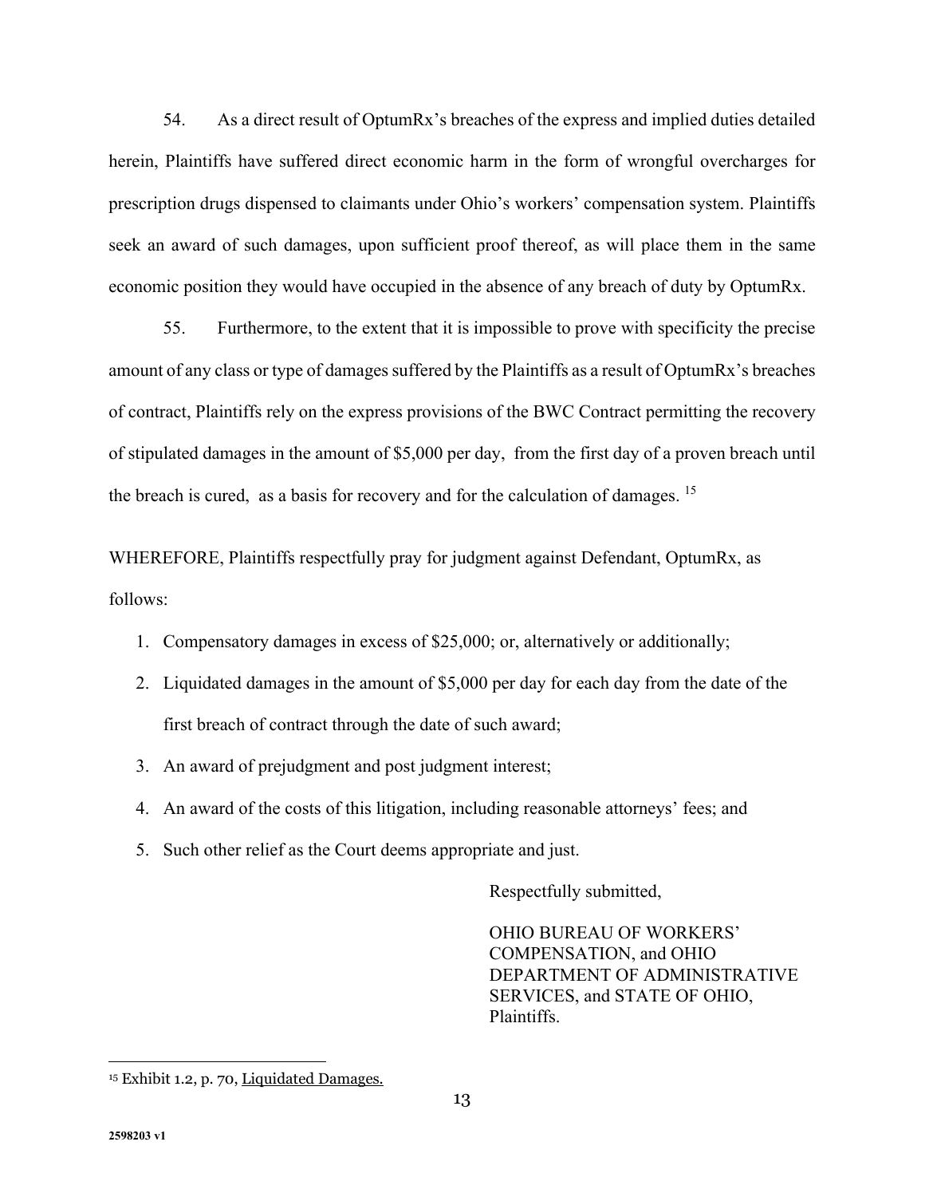54. As a direct result of OptumRx's breaches of the express and implied duties detailed herein, Plaintiffs have suffered direct economic harm in the form of wrongful overcharges for prescription drugs dispensed to claimants under Ohio's workers' compensation system. Plaintiffs seek an award of such damages, upon sufficient proof thereof, as will place them in the same economic position they would have occupied in the absence of any breach of duty by OptumRx.

55. Furthermore, to the extent that it is impossible to prove with specificity the precise amount of any class or type of damages suffered by the Plaintiffs as a result of OptumRx's breaches of contract, Plaintiffs rely on the express provisions of the BWC Contract permitting the recovery of stipulated damages in the amount of $5,000 per day, from the first day of a proven breach until the breach is cured, as a basis for recovery and for the calculation of damages. [15]

WHEREFORE, Plaintiffs respectfully pray for judgment against Defendant, OptumRx, as follows:

1. Compensatory damages in excess of $25,000; or, alternatively or additionally;
2. Liquidated damages in the amount of $5,000 per day for each day from the date of the first breach of contract through the date of such award;
3. An award of prejudgment and post judgment interest;
4. An award of the costs of this litigation, including reasonable attorneys' fees; and
5. Such other relief as the Court deems appropriate and just.

Respectfully submitted,

OHIO BUREAU OF WORKERS' COMPENSATION, and OHIO DEPARTMENT OF ADMINISTRATIVE SERVICES, and STATE OF OHIO, Plaintiffs.

---

[15] Exhibit 1.2, p. 70, Liquidated Damages.

2598203 v1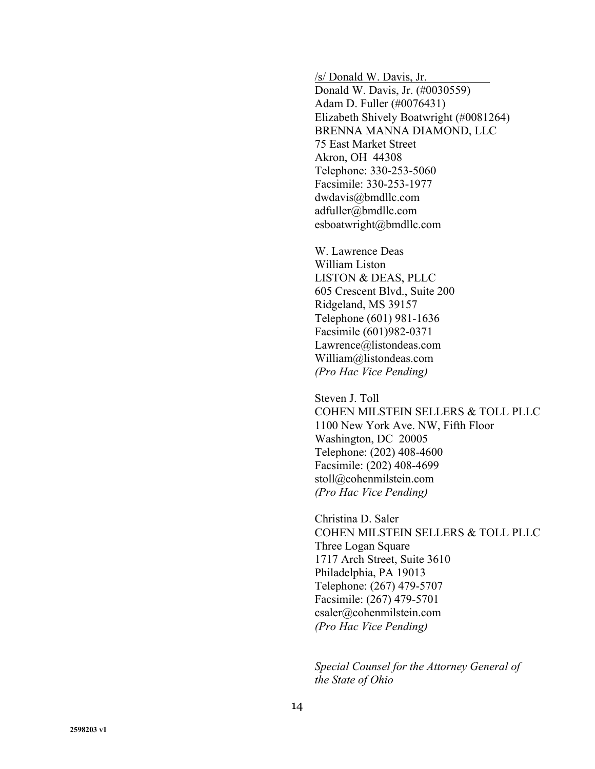/s/ Donald W. Davis, Jr.  
Donald W. Davis, Jr. (#0030559)  
Adam D. Fuller (#0076431)  
Elizabeth Shively Boatwright (#0081264)  
BRENNA MANNA DIAMOND, LLC  
75 East Market Street  
Akron, OH 44308  
Telephone: 330-253-5060  
Facsimile: 330-253-1977  
dwdavis@bmdllc.com  
adfuller@bmdllc.com  
esboatwright@bmdllc.com

W. Lawrence Deas  
William Liston  
LISTON & DEAS, PLLC  
605 Crescent Blvd., Suite 200  
Ridgeland, MS 39157  
Telephone (601) 981-1636  
Facsimile (601)982-0371  
Lawrence@listondeas.com  
William@listondeas.com  
*(Pro Hac Vice Pending)*

Steven J. Toll  
COHEN MILSTEIN SELLERS & TOLL PLLC  
1100 New York Ave. NW, Fifth Floor  
Washington, DC 20005  
Telephone: (202) 408-4600  
Facsimile: (202) 408-4699  
stoll@cohenmilstein.com  
*(Pro Hac Vice Pending)*

Christina D. Saler  
COHEN MILSTEIN SELLERS & TOLL PLLC  
Three Logan Square  
1717 Arch Street, Suite 3610  
Philadelphia, PA 19013  
Telephone: (267) 479-5707  
Facsimile: (267) 479-5701  
csaler@cohenmilstein.com  
*(Pro Hac Vice Pending)*

*Special Counsel for the Attorney General of the State of Ohio*

2598203 v1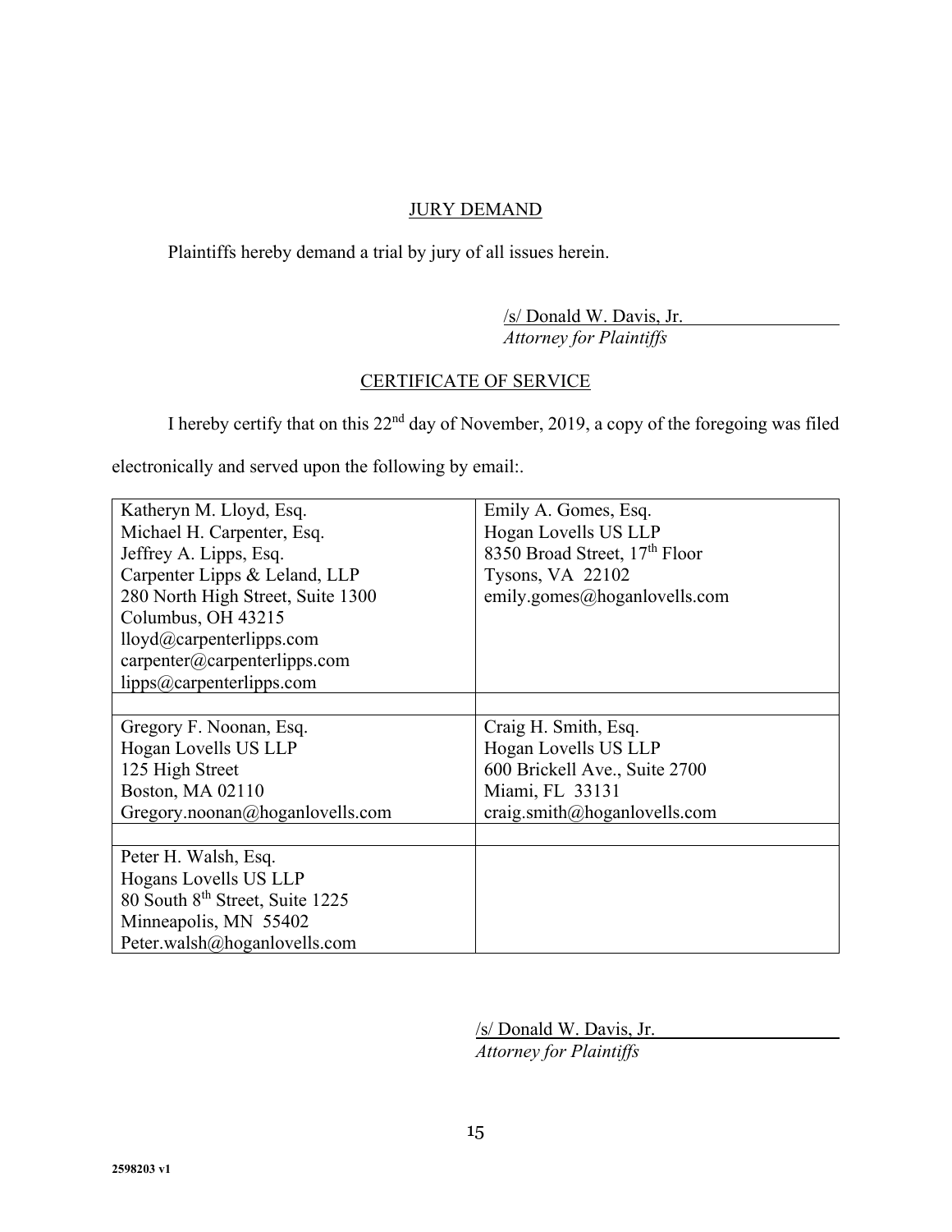## JURY DEMAND

Plaintiffs hereby demand a trial by jury of all issues herein.

/s/ Donald W. Davis, Jr.
*Attorney for Plaintiffs*

## CERTIFICATE OF SERVICE

I hereby certify that on this 22nd day of November, 2019, a copy of the foregoing was filed electronically and served upon the following by email:.

| | |
|---|---|
| Katheryn M. Lloyd, Esq.<br>Michael H. Carpenter, Esq.<br>Jeffrey A. Lipps, Esq.<br>Carpenter Lipps & Leland, LLP<br>280 North High Street, Suite 1300<br>Columbus, OH 43215<br>lloyd@carpenterlipps.com<br>carpenter@carpenterlipps.com<br>lipps@carpenterlipps.com | Emily A. Gomes, Esq.<br>Hogan Lovells US LLP<br>8350 Broad Street, 17th Floor<br>Tysons, VA 22102<br>emily.gomes@hoganlovells.com |
| | |
| Gregory F. Noonan, Esq.<br>Hogan Lovells US LLP<br>125 High Street<br>Boston, MA 02110<br>Gregory.noonan@hoganlovells.com | Craig H. Smith, Esq.<br>Hogan Lovells US LLP<br>600 Brickell Ave., Suite 2700<br>Miami, FL 33131<br>craig.smith@hoganlovells.com |
| | |
| Peter H. Walsh, Esq.<br>Hogans Lovells US LLP<br>80 South 8th Street, Suite 1225<br>Minneapolis, MN 55402<br>Peter.walsh@hoganlovells.com | |

/s/ Donald W. Davis, Jr.
*Attorney for Plaintiffs*

2598203 v1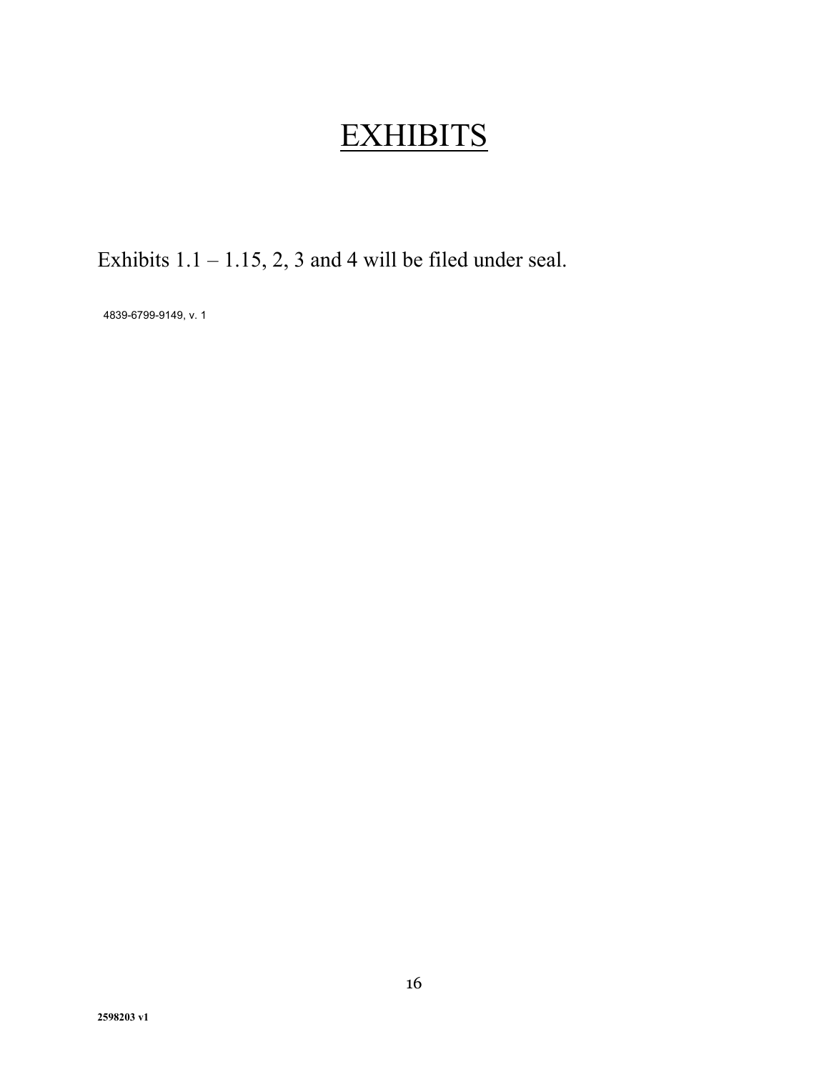# EXHIBITS

Exhibits 1.1 – 1.15, 2, 3 and 4 will be filed under seal.

4839-6799-9149, v. 1

2598203 v1